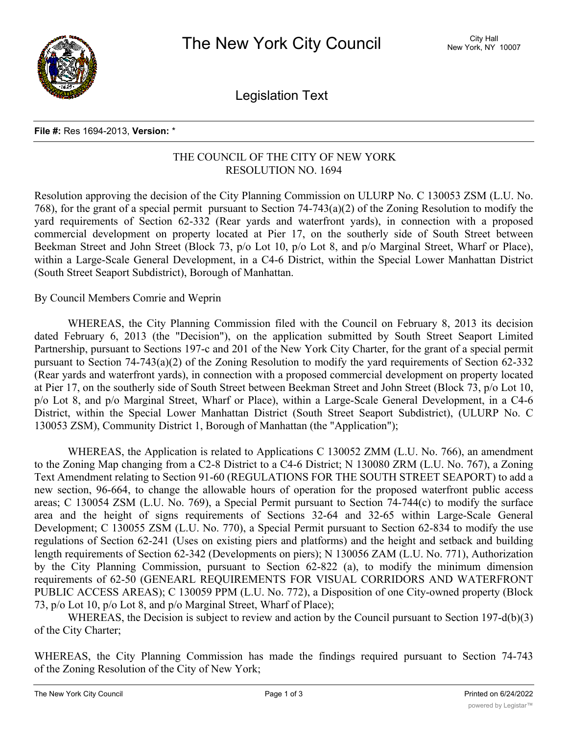# The New York City Council

City Hall
New York, NY 10007

## Legislation Text

**File #:** Res 1694-2013, **Version:** *

THE COUNCIL OF THE CITY OF NEW YORK
RESOLUTION NO. 1694

Resolution approving the decision of the City Planning Commission on ULURP No. C 130053 ZSM (L.U. No. 768), for the grant of a special permit pursuant to Section 74-743(a)(2) of the Zoning Resolution to modify the yard requirements of Section 62-332 (Rear yards and waterfront yards), in connection with a proposed commercial development on property located at Pier 17, on the southerly side of South Street between Beekman Street and John Street (Block 73, p/o Lot 10, p/o Lot 8, and p/o Marginal Street, Wharf or Place), within a Large-Scale General Development, in a C4-6 District, within the Special Lower Manhattan District (South Street Seaport Subdistrict), Borough of Manhattan.

By Council Members Comrie and Weprin

WHEREAS, the City Planning Commission filed with the Council on February 8, 2013 its decision dated February 6, 2013 (the "Decision"), on the application submitted by South Street Seaport Limited Partnership, pursuant to Sections 197-c and 201 of the New York City Charter, for the grant of a special permit pursuant to Section 74-743(a)(2) of the Zoning Resolution to modify the yard requirements of Section 62-332 (Rear yards and waterfront yards), in connection with a proposed commercial development on property located at Pier 17, on the southerly side of South Street between Beekman Street and John Street (Block 73, p/o Lot 10, p/o Lot 8, and p/o Marginal Street, Wharf or Place), within a Large-Scale General Development, in a C4-6 District, within the Special Lower Manhattan District (South Street Seaport Subdistrict), (ULURP No. C 130053 ZSM), Community District 1, Borough of Manhattan (the "Application");

WHEREAS, the Application is related to Applications C 130052 ZMM (L.U. No. 766), an amendment to the Zoning Map changing from a C2-8 District to a C4-6 District; N 130080 ZRM (L.U. No. 767), a Zoning Text Amendment relating to Section 91-60 (REGULATIONS FOR THE SOUTH STREET SEAPORT) to add a new section, 96-664, to change the allowable hours of operation for the proposed waterfront public access areas; C 130054 ZSM (L.U. No. 769), a Special Permit pursuant to Section 74-744(c) to modify the surface area and the height of signs requirements of Sections 32-64 and 32-65 within Large-Scale General Development; C 130055 ZSM (L.U. No. 770), a Special Permit pursuant to Section 62-834 to modify the use regulations of Section 62-241 (Uses on existing piers and platforms) and the height and setback and building length requirements of Section 62-342 (Developments on piers); N 130056 ZAM (L.U. No. 771), Authorization by the City Planning Commission, pursuant to Section 62-822 (a), to modify the minimum dimension requirements of 62-50 (GENEARL REQUIREMENTS FOR VISUAL CORRIDORS AND WATERFRONT PUBLIC ACCESS AREAS); C 130059 PPM (L.U. No. 772), a Disposition of one City-owned property (Block 73, p/o Lot 10, p/o Lot 8, and p/o Marginal Street, Wharf of Place);

WHEREAS, the Decision is subject to review and action by the Council pursuant to Section 197-d(b)(3) of the City Charter;

WHEREAS, the City Planning Commission has made the findings required pursuant to Section 74-743 of the Zoning Resolution of the City of New York;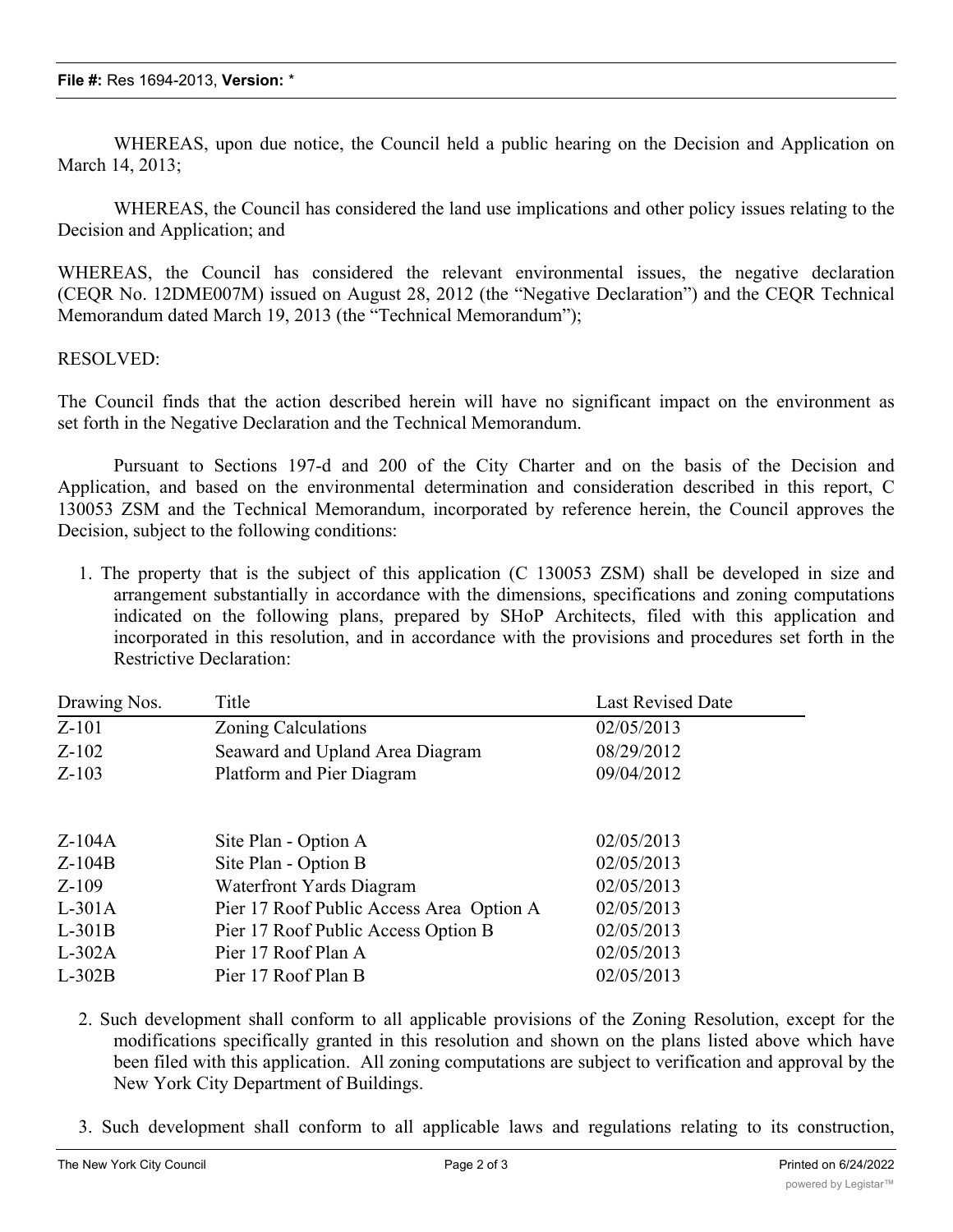WHEREAS, upon due notice, the Council held a public hearing on the Decision and Application on March 14, 2013;

WHEREAS, the Council has considered the land use implications and other policy issues relating to the Decision and Application; and

WHEREAS, the Council has considered the relevant environmental issues, the negative declaration (CEQR No. 12DME007M) issued on August 28, 2012 (the "Negative Declaration") and the CEQR Technical Memorandum dated March 19, 2013 (the "Technical Memorandum");

RESOLVED:

The Council finds that the action described herein will have no significant impact on the environment as set forth in the Negative Declaration and the Technical Memorandum.

Pursuant to Sections 197-d and 200 of the City Charter and on the basis of the Decision and Application, and based on the environmental determination and consideration described in this report, C 130053 ZSM and the Technical Memorandum, incorporated by reference herein, the Council approves the Decision, subject to the following conditions:

1. The property that is the subject of this application (C 130053 ZSM) shall be developed in size and arrangement substantially in accordance with the dimensions, specifications and zoning computations indicated on the following plans, prepared by SHoP Architects, filed with this application and incorporated in this resolution, and in accordance with the provisions and procedures set forth in the Restrictive Declaration:

| Drawing Nos. | Title | Last Revised Date |
|---|---|---|
| Z-101 | Zoning Calculations | 02/05/2013 |
| Z-102 | Seaward and Upland Area Diagram | 08/29/2012 |
| Z-103 | Platform and Pier Diagram | 09/04/2012 |
| Z-104A | Site Plan - Option A | 02/05/2013 |
| Z-104B | Site Plan - Option B | 02/05/2013 |
| Z-109 | Waterfront Yards Diagram | 02/05/2013 |
| L-301A | Pier 17 Roof Public Access Area Option A | 02/05/2013 |
| L-301B | Pier 17 Roof Public Access Option B | 02/05/2013 |
| L-302A | Pier 17 Roof Plan A | 02/05/2013 |
| L-302B | Pier 17 Roof Plan B | 02/05/2013 |

2. Such development shall conform to all applicable provisions of the Zoning Resolution, except for the modifications specifically granted in this resolution and shown on the plans listed above which have been filed with this application. All zoning computations are subject to verification and approval by the New York City Department of Buildings.

3. Such development shall conform to all applicable laws and regulations relating to its construction,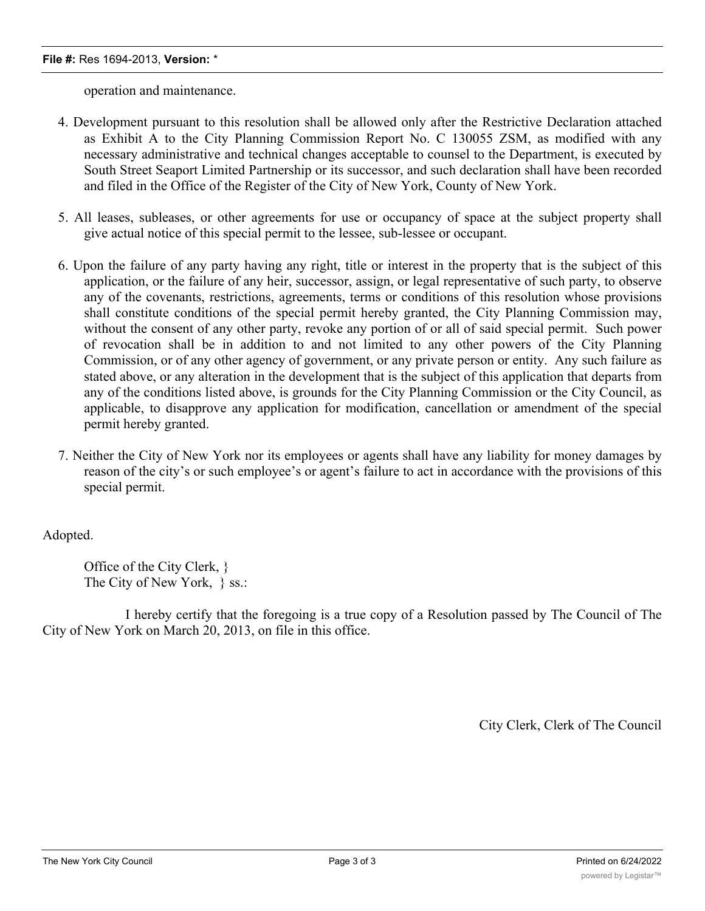operation and maintenance.

4. Development pursuant to this resolution shall be allowed only after the Restrictive Declaration attached as Exhibit A to the City Planning Commission Report No. C 130055 ZSM, as modified with any necessary administrative and technical changes acceptable to counsel to the Department, is executed by South Street Seaport Limited Partnership or its successor, and such declaration shall have been recorded and filed in the Office of the Register of the City of New York, County of New York.

5. All leases, subleases, or other agreements for use or occupancy of space at the subject property shall give actual notice of this special permit to the lessee, sub-lessee or occupant.

6. Upon the failure of any party having any right, title or interest in the property that is the subject of this application, or the failure of any heir, successor, assign, or legal representative of such party, to observe any of the covenants, restrictions, agreements, terms or conditions of this resolution whose provisions shall constitute conditions of the special permit hereby granted, the City Planning Commission may, without the consent of any other party, revoke any portion of or all of said special permit. Such power of revocation shall be in addition to and not limited to any other powers of the City Planning Commission, or of any other agency of government, or any private person or entity. Any such failure as stated above, or any alteration in the development that is the subject of this application that departs from any of the conditions listed above, is grounds for the City Planning Commission or the City Council, as applicable, to disapprove any application for modification, cancellation or amendment of the special permit hereby granted.

7. Neither the City of New York nor its employees or agents shall have any liability for money damages by reason of the city's or such employee's or agent's failure to act in accordance with the provisions of this special permit.

Adopted.

Office of the City Clerk, }
The City of New York, } ss.:

I hereby certify that the foregoing is a true copy of a Resolution passed by The Council of The City of New York on March 20, 2013, on file in this office.

City Clerk, Clerk of The Council